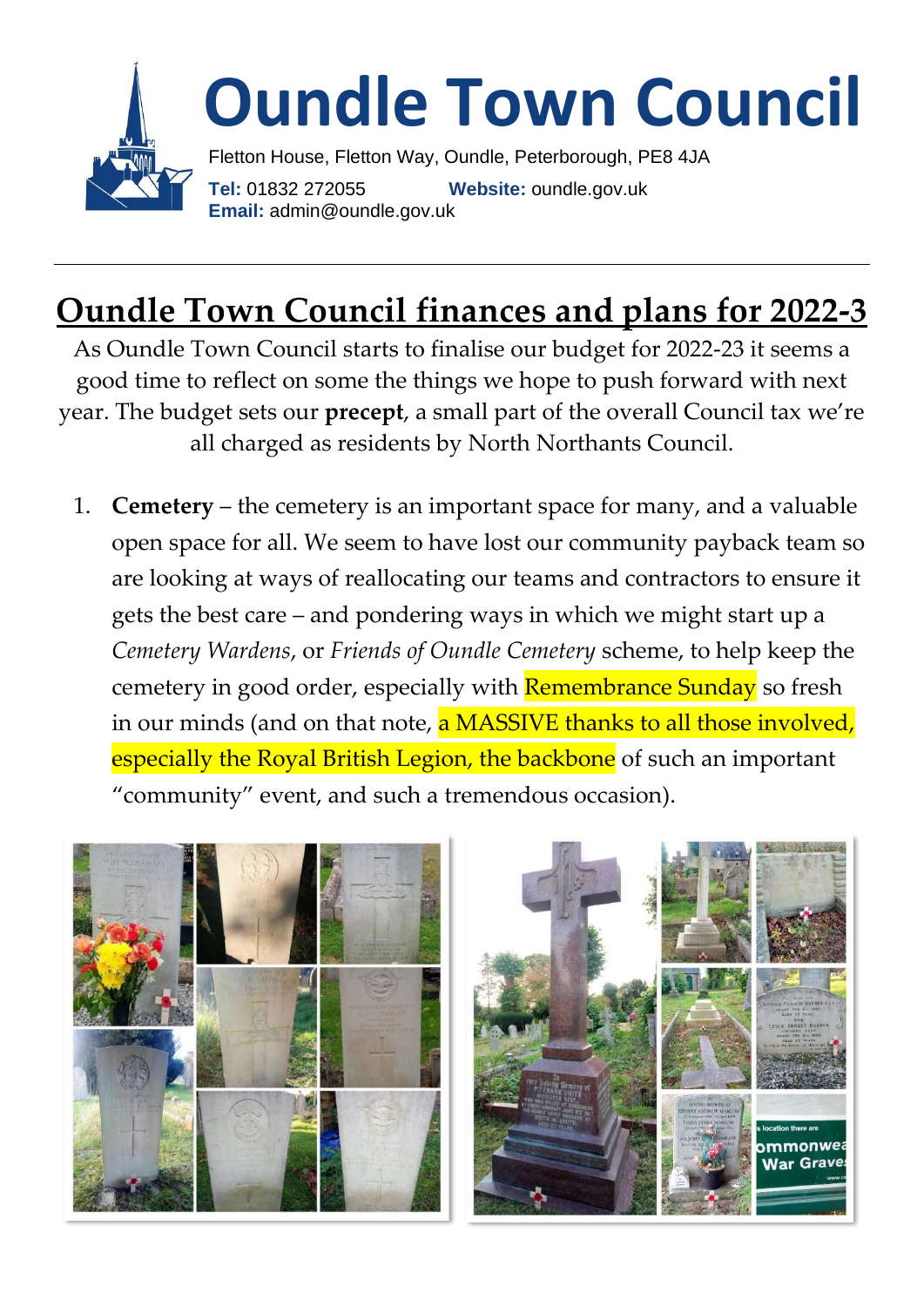# Oundle Town Council

Fletton House, Fletton Way, Oundle, Peterborough, PE8 4JA

**Tel:** 01832 272055 **Website:** oundle.gov.uk
**Email:** admin@oundle.gov.uk

---

## Oundle Town Council finances and plans for 2022-3

As Oundle Town Council starts to finalise our budget for 2022-23 it seems a good time to reflect on some the things we hope to push forward with next year. The budget sets our **precept**, a small part of the overall Council tax we're all charged as residents by North Northants Council.

1. **Cemetery** – the cemetery is an important space for many, and a valuable open space for all. We seem to have lost our community payback team so are looking at ways of reallocating our teams and contractors to ensure it gets the best care – and pondering ways in which we might start up a *Cemetery Wardens*, or *Friends of Oundle Cemetery* scheme, to help keep the cemetery in good order, especially with Remembrance Sunday so fresh in our minds (and on that note, a MASSIVE thanks to all those involved, especially the Royal British Legion, the backbone of such an important "community" event, and such a tremendous occasion).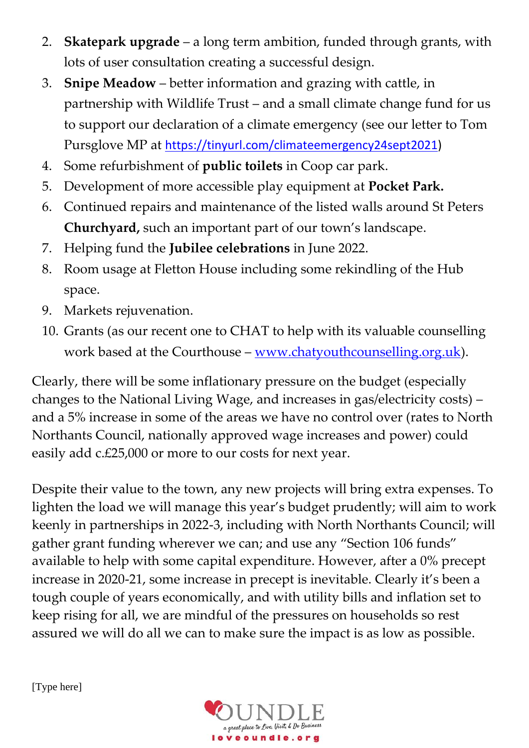2. **Skatepark upgrade** – a long term ambition, funded through grants, with lots of user consultation creating a successful design.
3. **Snipe Meadow** – better information and grazing with cattle, in partnership with Wildlife Trust – and a small climate change fund for us to support our declaration of a climate emergency (see our letter to Tom Pursglove MP at https://tinyurl.com/climateemergency24sept2021)
4. Some refurbishment of **public toilets** in Coop car park.
5. Development of more accessible play equipment at **Pocket Park.**
6. Continued repairs and maintenance of the listed walls around St Peters **Churchyard,** such an important part of our town's landscape.
7. Helping fund the **Jubilee celebrations** in June 2022.
8. Room usage at Fletton House including some rekindling of the Hub space.
9. Markets rejuvenation.
10. Grants (as our recent one to CHAT to help with its valuable counselling work based at the Courthouse – www.chatyouthcounselling.org.uk).

Clearly, there will be some inflationary pressure on the budget (especially changes to the National Living Wage, and increases in gas/electricity costs) – and a 5% increase in some of the areas we have no control over (rates to North Northants Council, nationally approved wage increases and power) could easily add c.£25,000 or more to our costs for next year.

Despite their value to the town, any new projects will bring extra expenses. To lighten the load we will manage this year's budget prudently; will aim to work keenly in partnerships in 2022-3, including with North Northants Council; will gather grant funding wherever we can; and use any "Section 106 funds" available to help with some capital expenditure. However, after a 0% precept increase in 2020-21, some increase in precept is inevitable. Clearly it's been a tough couple of years economically, and with utility bills and inflation set to keep rising for all, we are mindful of the pressures on households so rest assured we will do all we can to make sure the impact is as low as possible.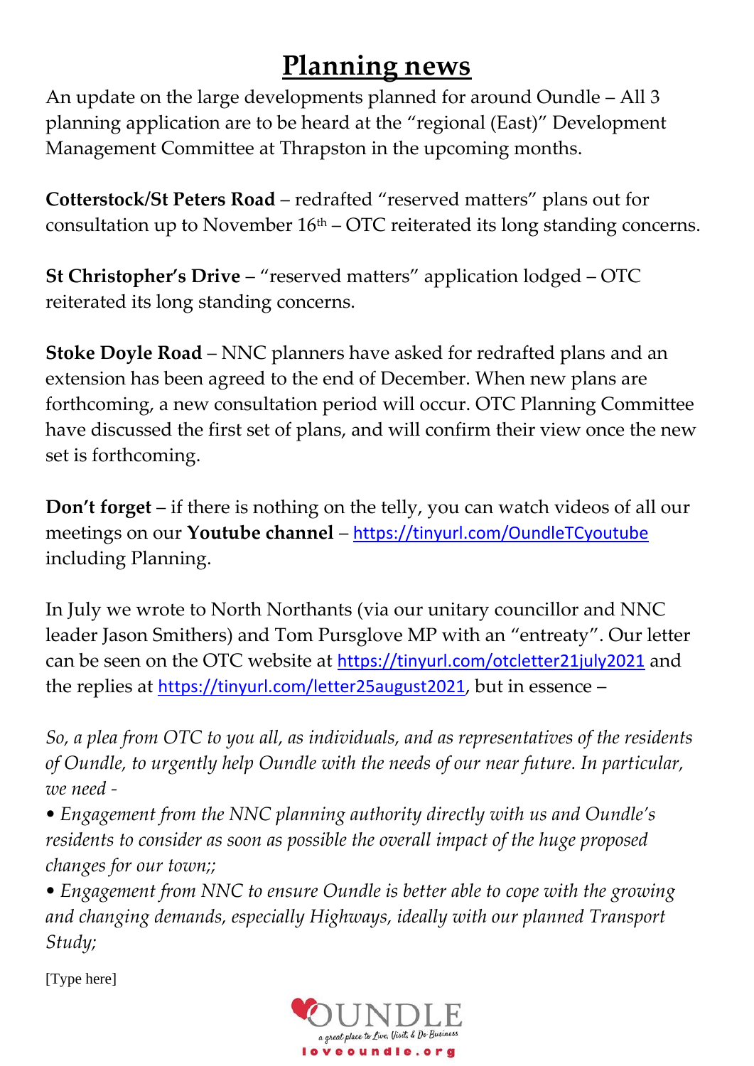# Planning news

An update on the large developments planned for around Oundle – All 3 planning application are to be heard at the "regional (East)" Development Management Committee at Thrapston in the upcoming months.

**Cotterstock/St Peters Road** – redrafted "reserved matters" plans out for consultation up to November 16th – OTC reiterated its long standing concerns.

**St Christopher's Drive** – "reserved matters" application lodged – OTC reiterated its long standing concerns.

**Stoke Doyle Road** – NNC planners have asked for redrafted plans and an extension has been agreed to the end of December. When new plans are forthcoming, a new consultation period will occur. OTC Planning Committee have discussed the first set of plans, and will confirm their view once the new set is forthcoming.

**Don't forget** – if there is nothing on the telly, you can watch videos of all our meetings on our **Youtube channel** – https://tinyurl.com/OundleTCyoutube including Planning.

In July we wrote to North Northants (via our unitary councillor and NNC leader Jason Smithers) and Tom Pursglove MP with an "entreaty". Our letter can be seen on the OTC website at https://tinyurl.com/otcletter21july2021 and the replies at https://tinyurl.com/letter25august2021, but in essence –

*So, a plea from OTC to you all, as individuals, and as representatives of the residents of Oundle, to urgently help Oundle with the needs of our near future. In particular, we need -*

- *Engagement from the NNC planning authority directly with us and Oundle's residents to consider as soon as possible the overall impact of the huge proposed changes for our town;;*
- *Engagement from NNC to ensure Oundle is better able to cope with the growing and changing demands, especially Highways, ideally with our planned Transport Study;*

[Type here]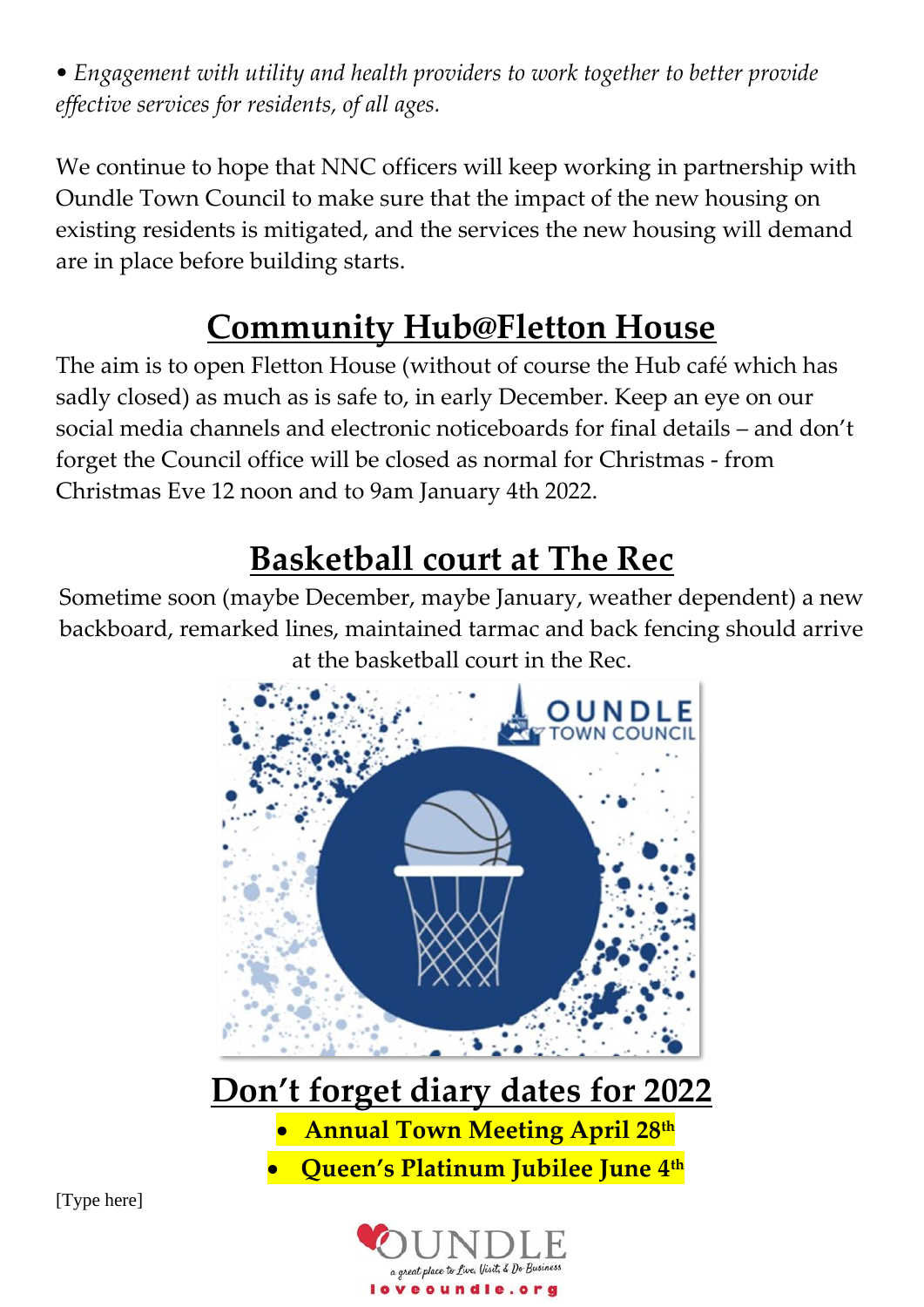• *Engagement with utility and health providers to work together to better provide effective services for residents, of all ages.*

We continue to hope that NNC officers will keep working in partnership with Oundle Town Council to make sure that the impact of the new housing on existing residents is mitigated, and the services the new housing will demand are in place before building starts.

## Community Hub@Fletton House

The aim is to open Fletton House (without of course the Hub café which has sadly closed) as much as is safe to, in early December. Keep an eye on our social media channels and electronic noticeboards for final details – and don't forget the Council office will be closed as normal for Christmas - from Christmas Eve 12 noon and to 9am January 4th 2022.

## Basketball court at The Rec

Sometime soon (maybe December, maybe January, weather dependent) a new backboard, remarked lines, maintained tarmac and back fencing should arrive at the basketball court in the Rec.

## Don't forget diary dates for 2022

- **Annual Town Meeting April 28th**
- **Queen's Platinum Jubilee June 4th**

[Type here]